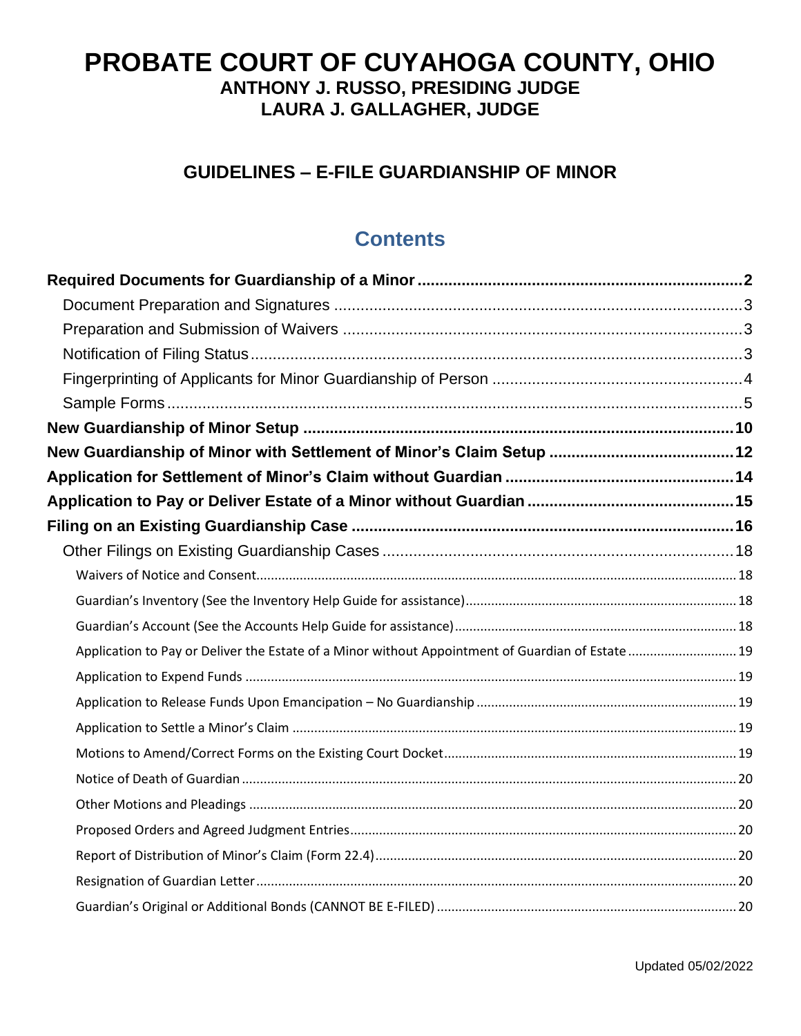# PROBATE COURT OF CUYAHOGA COUNTY, OHIO

**ANTHONY J. RUSSO, PRESIDING JUDGE**
**LAURA J. GALLAGHER, JUDGE**

## GUIDELINES – E-FILE GUARDIANSHIP OF MINOR

## Contents

**Required Documents for Guardianship of a Minor** .......... **2**

- Document Preparation and Signatures .......... 3
- Preparation and Submission of Waivers .......... 3
- Notification of Filing Status .......... 3
- Fingerprinting of Applicants for Minor Guardianship of Person .......... 4
- Sample Forms .......... 5

**New Guardianship of Minor Setup** .......... **10**

**New Guardianship of Minor with Settlement of Minor's Claim Setup** .......... **12**

**Application for Settlement of Minor's Claim without Guardian** .......... **14**

**Application to Pay or Deliver Estate of a Minor without Guardian** .......... **15**

**Filing on an Existing Guardianship Case** .......... **16**

- Other Filings on Existing Guardianship Cases .......... 18
  - Waivers of Notice and Consent .......... 18
  - Guardian's Inventory (See the Inventory Help Guide for assistance) .......... 18
  - Guardian's Account (See the Accounts Help Guide for assistance) .......... 18
  - Application to Pay or Deliver the Estate of a Minor without Appointment of Guardian of Estate .......... 19
  - Application to Expend Funds .......... 19
  - Application to Release Funds Upon Emancipation – No Guardianship .......... 19
  - Application to Settle a Minor's Claim .......... 19
  - Motions to Amend/Correct Forms on the Existing Court Docket .......... 19
  - Notice of Death of Guardian .......... 20
  - Other Motions and Pleadings .......... 20
  - Proposed Orders and Agreed Judgment Entries .......... 20
  - Report of Distribution of Minor's Claim (Form 22.4) .......... 20
  - Resignation of Guardian Letter .......... 20
  - Guardian's Original or Additional Bonds (CANNOT BE E-FILED) .......... 20

Updated 05/02/2022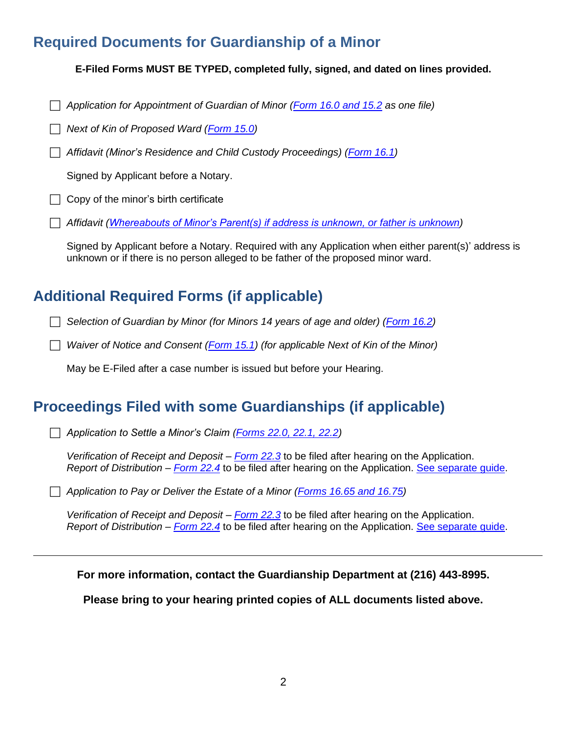## Required Documents for Guardianship of a Minor

**E-Filed Forms MUST BE TYPED, completed fully, signed, and dated on lines provided.**

- ☐ *Application for Appointment of Guardian of Minor (Form 16.0 and 15.2 as one file)*
- ☐ *Next of Kin of Proposed Ward (Form 15.0)*
- ☐ *Affidavit (Minor's Residence and Child Custody Proceedings) (Form 16.1)*

  Signed by Applicant before a Notary.

- ☐ Copy of the minor's birth certificate
- ☐ *Affidavit (Whereabouts of Minor's Parent(s) if address is unknown, or father is unknown)*

  Signed by Applicant before a Notary. Required with any Application when either parent(s)' address is unknown or if there is no person alleged to be father of the proposed minor ward.

## Additional Required Forms (if applicable)

- ☐ *Selection of Guardian by Minor (for Minors 14 years of age and older) (Form 16.2)*
- ☐ *Waiver of Notice and Consent (Form 15.1) (for applicable Next of Kin of the Minor)*

  May be E-Filed after a case number is issued but before your Hearing.

## Proceedings Filed with some Guardianships (if applicable)

- ☐ *Application to Settle a Minor's Claim (Forms 22.0, 22.1, 22.2)*

  *Verification of Receipt and Deposit* – Form 22.3 to be filed after hearing on the Application.
  *Report of Distribution* – Form 22.4 to be filed after hearing on the Application. See separate guide.

- ☐ *Application to Pay or Deliver the Estate of a Minor (Forms 16.65 and 16.75)*

  *Verification of Receipt and Deposit* – Form 22.3 to be filed after hearing on the Application.
  *Report of Distribution* – Form 22.4 to be filed after hearing on the Application. See separate guide.

---

**For more information, contact the Guardianship Department at (216) 443-8995.**

**Please bring to your hearing printed copies of ALL documents listed above.**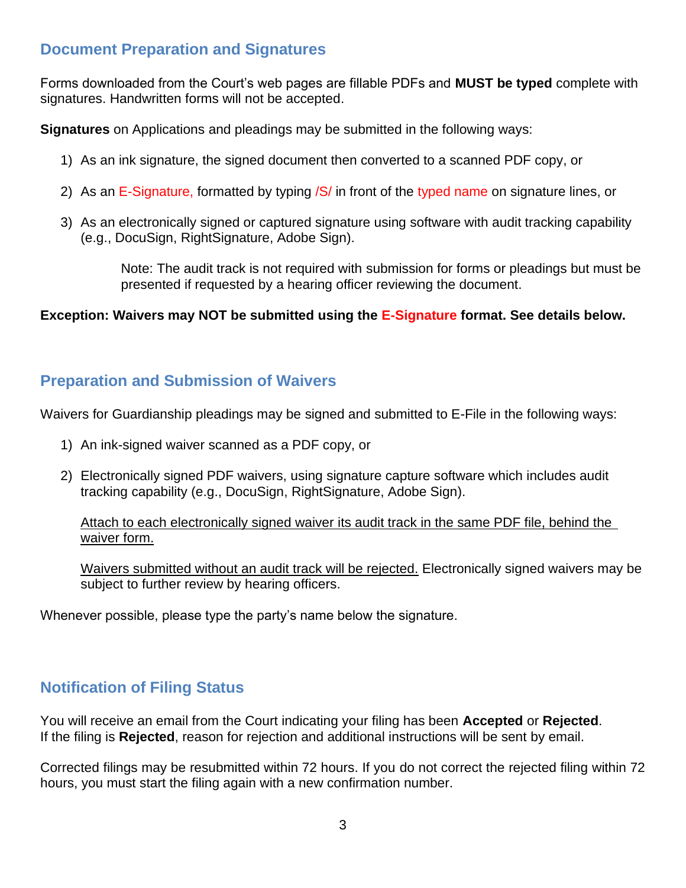## Document Preparation and Signatures

Forms downloaded from the Court's web pages are fillable PDFs and **MUST be typed** complete with signatures. Handwritten forms will not be accepted.

**Signatures** on Applications and pleadings may be submitted in the following ways:

1) As an ink signature, the signed document then converted to a scanned PDF copy, or

2) As an E-Signature, formatted by typing /S/ in front of the typed name on signature lines, or

3) As an electronically signed or captured signature using software with audit tracking capability (e.g., DocuSign, RightSignature, Adobe Sign).

   Note: The audit track is not required with submission for forms or pleadings but must be presented if requested by a hearing officer reviewing the document.

**Exception: Waivers may NOT be submitted using the E-Signature format. See details below.**

## Preparation and Submission of Waivers

Waivers for Guardianship pleadings may be signed and submitted to E-File in the following ways:

1) An ink-signed waiver scanned as a PDF copy, or

2) Electronically signed PDF waivers, using signature capture software which includes audit tracking capability (e.g., DocuSign, RightSignature, Adobe Sign).

   Attach to each electronically signed waiver its audit track in the same PDF file, behind the waiver form.

   Waivers submitted without an audit track will be rejected. Electronically signed waivers may be subject to further review by hearing officers.

Whenever possible, please type the party's name below the signature.

## Notification of Filing Status

You will receive an email from the Court indicating your filing has been **Accepted** or **Rejected**. If the filing is **Rejected**, reason for rejection and additional instructions will be sent by email.

Corrected filings may be resubmitted within 72 hours. If you do not correct the rejected filing within 72 hours, you must start the filing again with a new confirmation number.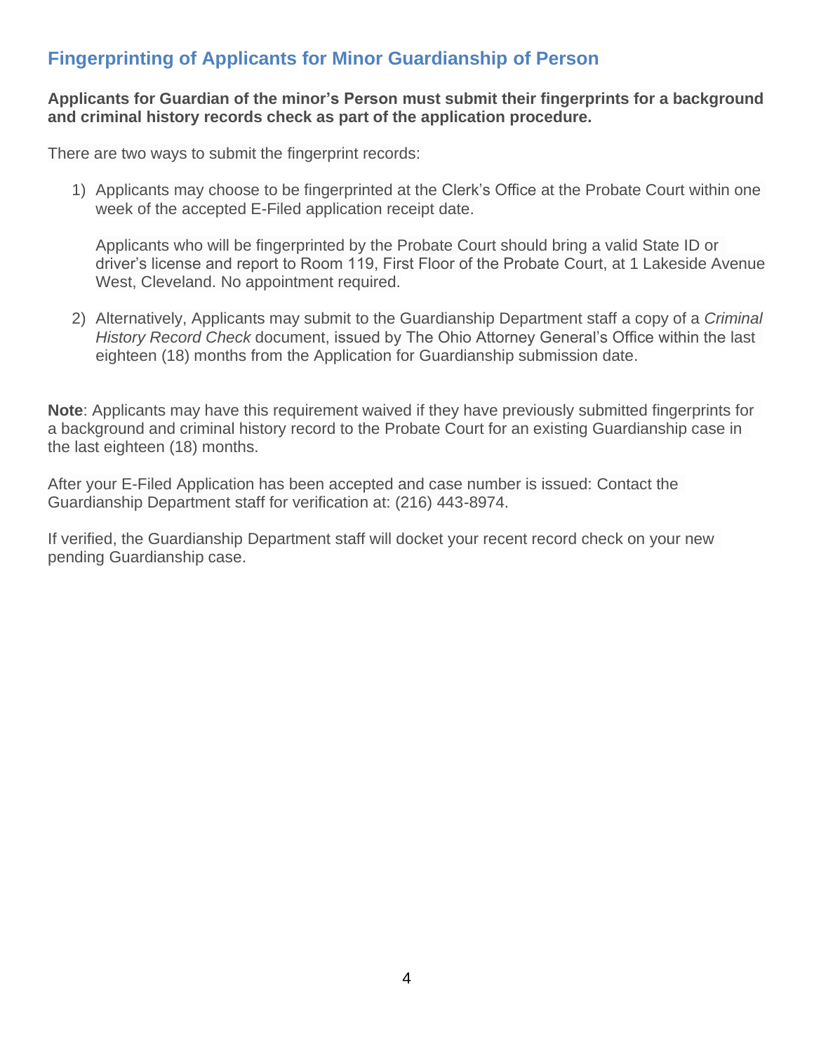## Fingerprinting of Applicants for Minor Guardianship of Person

**Applicants for Guardian of the minor's Person must submit their fingerprints for a background and criminal history records check as part of the application procedure.**

There are two ways to submit the fingerprint records:

1) Applicants may choose to be fingerprinted at the Clerk's Office at the Probate Court within one week of the accepted E-Filed application receipt date.

   Applicants who will be fingerprinted by the Probate Court should bring a valid State ID or driver's license and report to Room 119, First Floor of the Probate Court, at 1 Lakeside Avenue West, Cleveland. No appointment required.

2) Alternatively, Applicants may submit to the Guardianship Department staff a copy of a *Criminal History Record Check* document, issued by The Ohio Attorney General's Office within the last eighteen (18) months from the Application for Guardianship submission date.

**Note**: Applicants may have this requirement waived if they have previously submitted fingerprints for a background and criminal history record to the Probate Court for an existing Guardianship case in the last eighteen (18) months.

After your E-Filed Application has been accepted and case number is issued: Contact the Guardianship Department staff for verification at: (216) 443-8974.

If verified, the Guardianship Department staff will docket your recent record check on your new pending Guardianship case.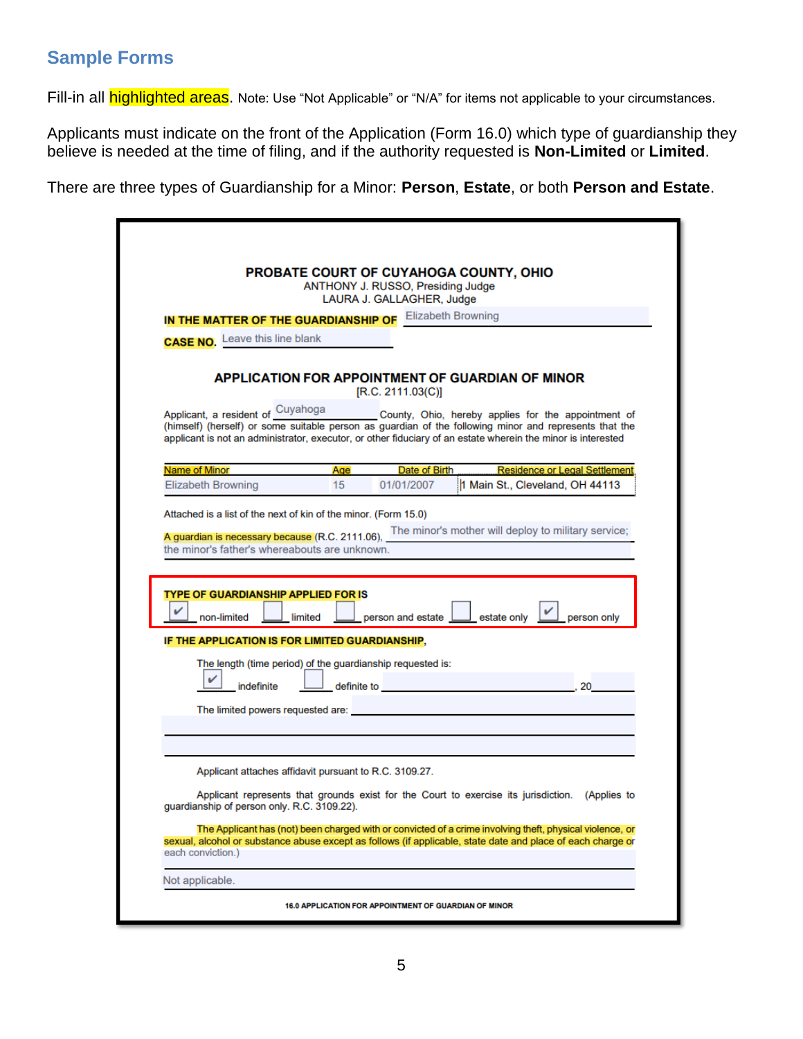## Sample Forms

Fill-in all highlighted areas. Note: Use "Not Applicable" or "N/A" for items not applicable to your circumstances.

Applicants must indicate on the front of the Application (Form 16.0) which type of guardianship they believe is needed at the time of filing, and if the authority requested is **Non-Limited** or **Limited**.

There are three types of Guardianship for a Minor: **Person**, **Estate**, or both **Person and Estate**.

**PROBATE COURT OF CUYAHOGA COUNTY, OHIO**
ANTHONY J. RUSSO, Presiding Judge
LAURA J. GALLAGHER, Judge

**IN THE MATTER OF THE GUARDIANSHIP OF** Elizabeth Browning

**CASE NO.** Leave this line blank

**APPLICATION FOR APPOINTMENT OF GUARDIAN OF MINOR**
[R.C. 2111.03(C)]

Applicant, a resident of Cuyahoga County, Ohio, hereby applies for the appointment of (himself) (herself) or some suitable person as guardian of the following minor and represents that the applicant is not an administrator, executor, or other fiduciary of an estate wherein the minor is interested

| Name of Minor | Age | Date of Birth | Residence or Legal Settlement |
|---|---|---|---|
| Elizabeth Browning | 15 | 01/01/2007 | 1 Main St., Cleveland, OH 44113 |

Attached is a list of the next of kin of the minor. (Form 15.0)

A guardian is necessary because (R.C. 2111.06), The minor's mother will deploy to military service; the minor's father's whereabouts are unknown.

**TYPE OF GUARDIANSHIP APPLIED FOR IS**

☑ non-limited ☐ limited ☐ person and estate ☐ estate only ☑ person only

**IF THE APPLICATION IS FOR LIMITED GUARDIANSHIP,**

The length (time period) of the guardianship requested is:

☑ indefinite ☐ definite to ____________, 20____

The limited powers requested are: ____________

Applicant attaches affidavit pursuant to R.C. 3109.27.

Applicant represents that grounds exist for the Court to exercise its jurisdiction. (Applies to guardianship of person only. R.C. 3109.22).

The Applicant has (not) been charged with or convicted of a crime involving theft, physical violence, or sexual, alcohol or substance abuse except as follows (if applicable, state date and place of each charge or each conviction.)

Not applicable.

16.0 APPLICATION FOR APPOINTMENT OF GUARDIAN OF MINOR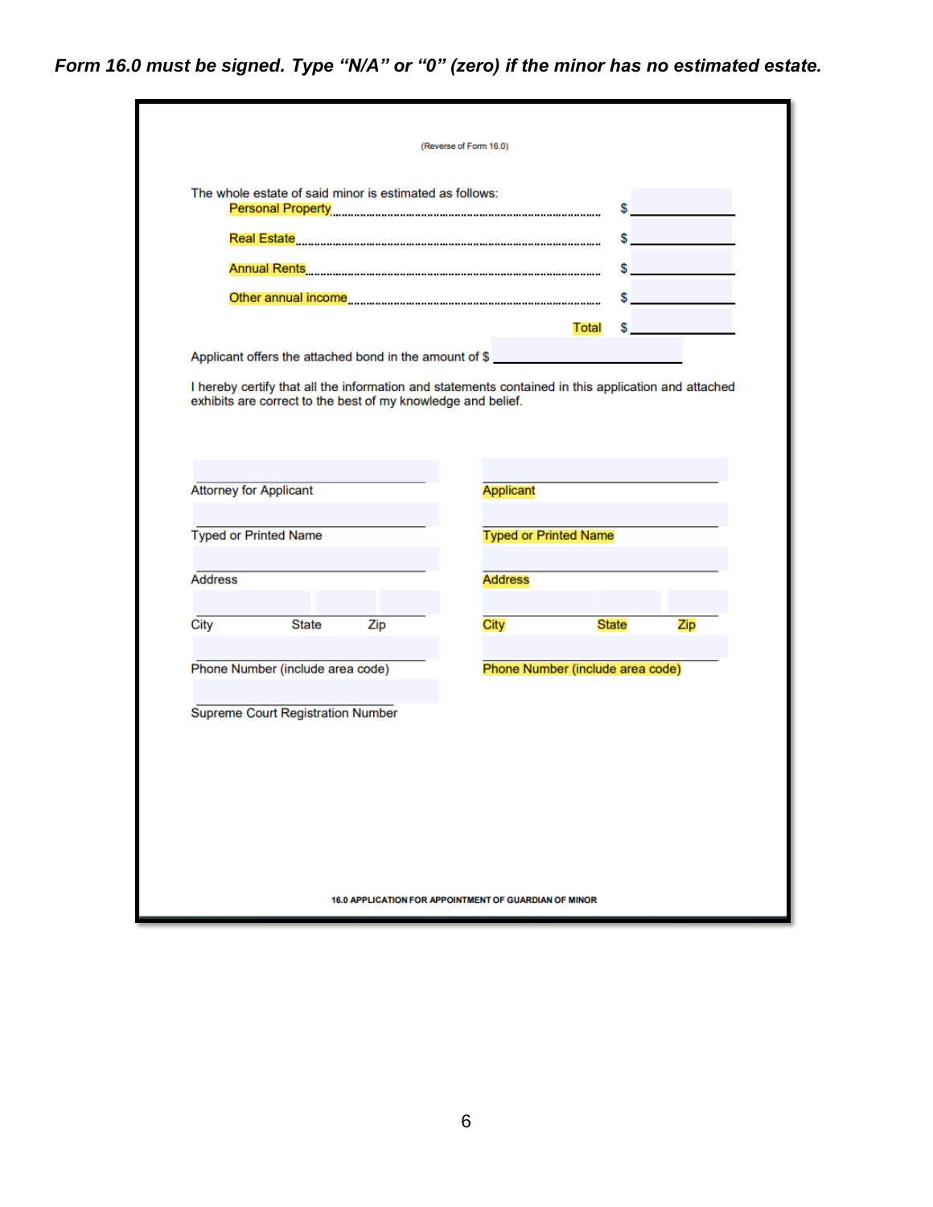***Form 16.0 must be signed. Type "N/A" or "0" (zero) if the minor has no estimated estate.***

(Reverse of Form 16.0)

The whole estate of said minor is estimated as follows:

| | |
|---|---|
| Personal Property | $ ________ |
| Real Estate | $ ________ |
| Annual Rents | $ ________ |
| Other annual income | $ ________ |
| Total | $ ________ |

Applicant offers the attached bond in the amount of $ ____________

I hereby certify that all the information and statements contained in this application and attached exhibits are correct to the best of my knowledge and belief.

| | |
|---|---|
| ____________________ | ____________________ |
| Attorney for Applicant | Applicant |
| ____________________ | ____________________ |
| Typed or Printed Name | Typed or Printed Name |
| ____________________ | ____________________ |
| Address | Address |
| ____________________ | ____________________ |
| City State Zip | City State Zip |
| ____________________ | ____________________ |
| Phone Number (include area code) | Phone Number (include area code) |
| ____________________ | |
| Supreme Court Registration Number | |

16.0 APPLICATION FOR APPOINTMENT OF GUARDIAN OF MINOR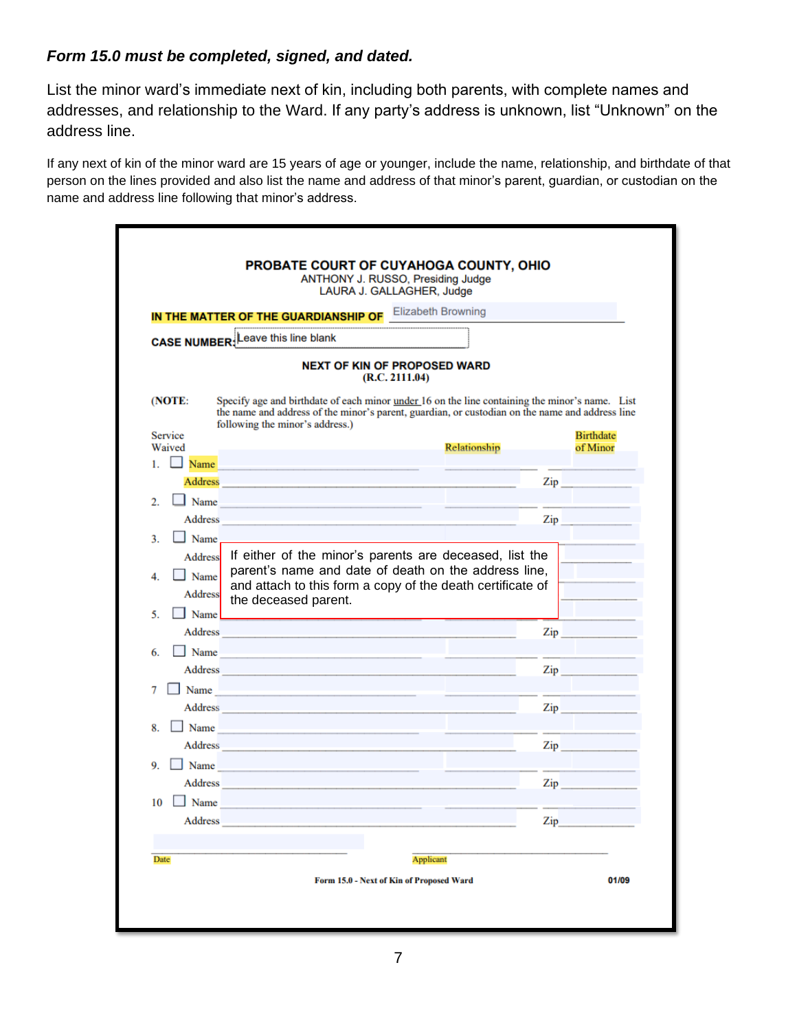***Form 15.0 must be completed, signed, and dated.***

List the minor ward's immediate next of kin, including both parents, with complete names and addresses, and relationship to the Ward. If any party's address is unknown, list "Unknown" on the address line.

If any next of kin of the minor ward are 15 years of age or younger, include the name, relationship, and birthdate of that person on the lines provided and also list the name and address of that minor's parent, guardian, or custodian on the name and address line following that minor's address.

**PROBATE COURT OF CUYAHOGA COUNTY, OHIO**
ANTHONY J. RUSSO, Presiding Judge
LAURA J. GALLAGHER, Judge

**IN THE MATTER OF THE GUARDIANSHIP OF** Elizabeth Browning

**CASE NUMBER:** Leave this line blank

**NEXT OF KIN OF PROPOSED WARD**
**(R.C. 2111.04)**

(NOTE: Specify age and birthdate of each minor under 16 on the line containing the minor's name. List the name and address of the minor's parent, guardian, or custodian on the name and address line following the minor's address.)

| | Service Waived | | | Relationship | Birthdate of Minor |
|---|---|---|---|---|---|
| 1. | ☐ | Name | | | |
| | | Address | | Zip | |
| 2. | ☐ | Name | | | |
| | | Address | | Zip | |
| 3. | ☐ | Name | | | |
| | | Address | | | |
| 4. | ☐ | Name | | | |
| | | Address | | | |
| 5. | ☐ | Name | | | |
| | | Address | | Zip | |
| 6. | ☐ | Name | | | |
| | | Address | | Zip | |
| 7 | ☐ | Name | | | |
| | | Address | | Zip | |
| 8. | ☐ | Name | | | |
| | | Address | | Zip | |
| 9. | ☐ | Name | | | |
| | | Address | | Zip | |
| 10 | ☐ | Name | | | |
| | | Address | | Zip | |

If either of the minor's parents are deceased, list the parent's name and date of death on the address line, and attach to this form a copy of the death certificate of the deceased parent.

Date ______________________ Applicant ______________________

Form 15.0 - Next of Kin of Proposed Ward 01/09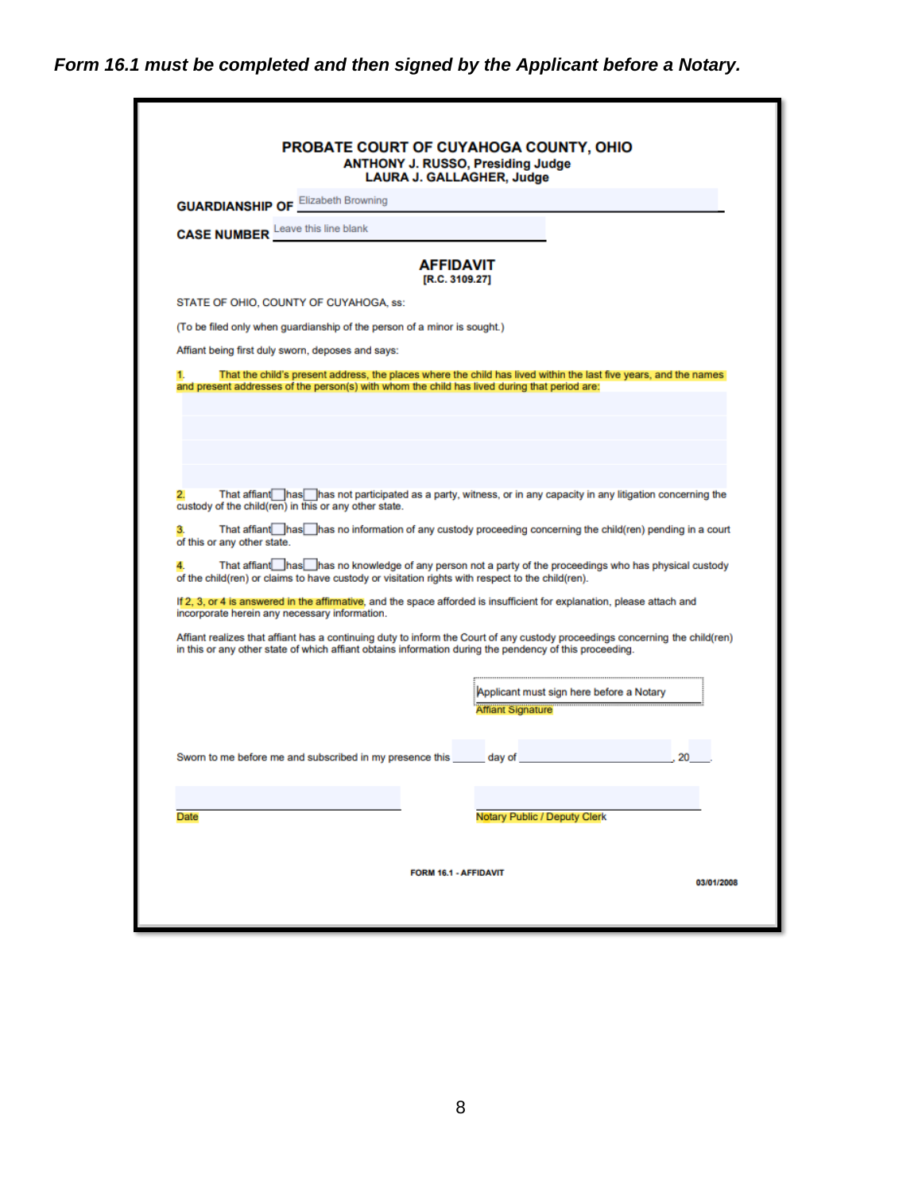***Form 16.1 must be completed and then signed by the Applicant before a Notary.***

**PROBATE COURT OF CUYAHOGA COUNTY, OHIO**
**ANTHONY J. RUSSO, Presiding Judge**
**LAURA J. GALLAGHER, Judge**

**GUARDIANSHIP OF** Elizabeth Browning

**CASE NUMBER** Leave this line blank

## AFFIDAVIT

**[R.C. 3109.27]**

STATE OF OHIO, COUNTY OF CUYAHOGA, ss:

(To be filed only when guardianship of the person of a minor is sought.)

Affiant being first duly sworn, deposes and says:

1. That the child's present address, the places where the child has lived within the last five years, and the names and present addresses of the person(s) with whom the child has lived during that period are:

2. That affiant ☐ has ☐ has not participated as a party, witness, or in any capacity in any litigation concerning the custody of the child(ren) in this or any other state.

3. That affiant ☐ has ☐ has no information of any custody proceeding concerning the child(ren) pending in a court of this or any other state.

4. That affiant ☐ has ☐ has no knowledge of any person not a party of the proceedings who has physical custody of the child(ren) or claims to have custody or visitation rights with respect to the child(ren).

If 2, 3, or 4 is answered in the affirmative, and the space afforded is insufficient for explanation, please attach and incorporate herein any necessary information.

Affiant realizes that affiant has a continuing duty to inform the Court of any custody proceedings concerning the child(ren) in this or any other state of which affiant obtains information during the pendency of this proceeding.

Applicant must sign here before a Notary
Affiant Signature

Sworn to me before me and subscribed in my presence this ______ day of ______________________, 20____.

Date

Notary Public / Deputy Clerk

FORM 16.1 - AFFIDAVIT

03/01/2008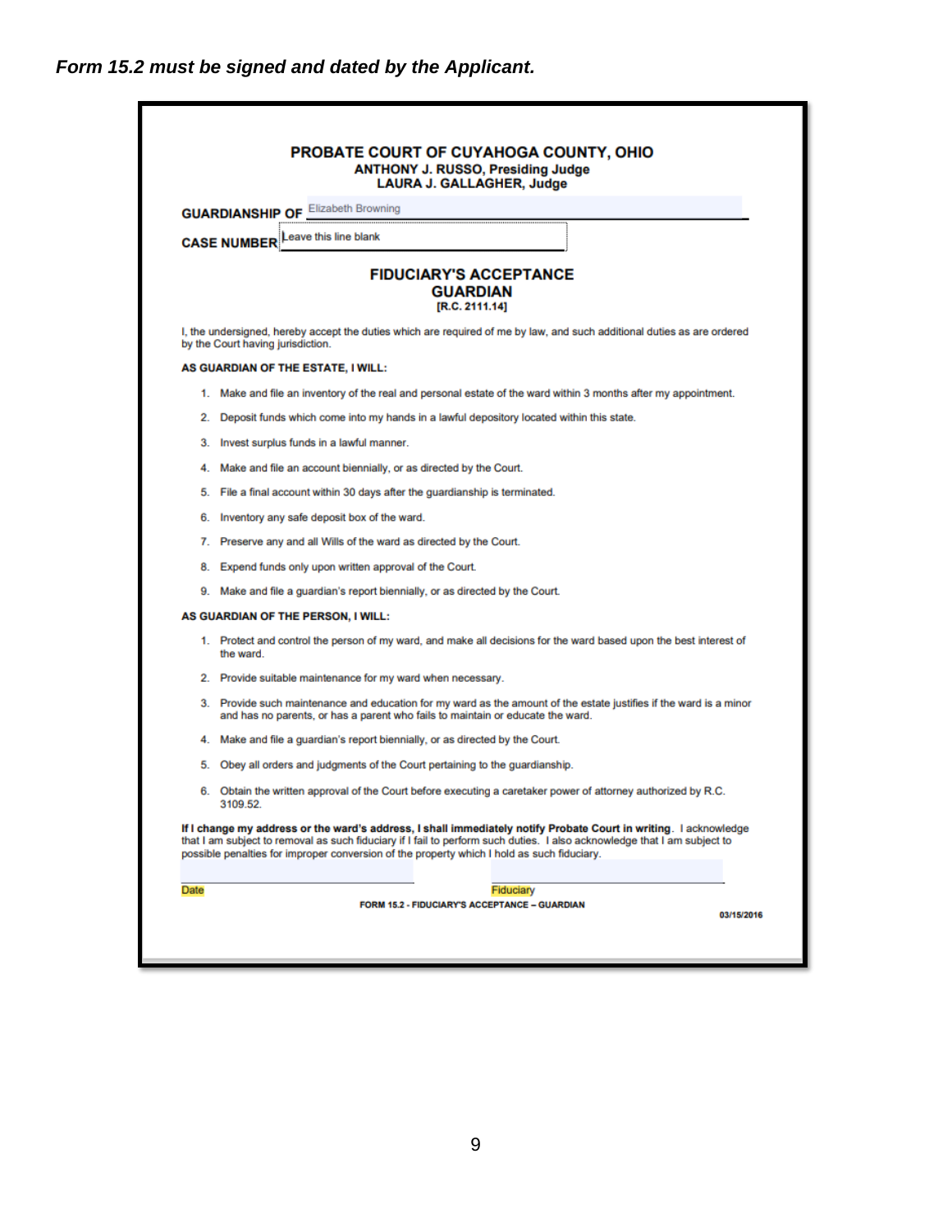***Form 15.2 must be signed and dated by the Applicant.***

**PROBATE COURT OF CUYAHOGA COUNTY, OHIO**
**ANTHONY J. RUSSO, Presiding Judge**
**LAURA J. GALLAGHER, Judge**

**GUARDIANSHIP OF** Elizabeth Browning

**CASE NUMBER** Leave this line blank

## FIDUCIARY'S ACCEPTANCE
## GUARDIAN
**[R.C. 2111.14]**

I, the undersigned, hereby accept the duties which are required of me by law, and such additional duties as are ordered by the Court having jurisdiction.

**AS GUARDIAN OF THE ESTATE, I WILL:**

1. Make and file an inventory of the real and personal estate of the ward within 3 months after my appointment.
2. Deposit funds which come into my hands in a lawful depository located within this state.
3. Invest surplus funds in a lawful manner.
4. Make and file an account biennially, or as directed by the Court.
5. File a final account within 30 days after the guardianship is terminated.
6. Inventory any safe deposit box of the ward.
7. Preserve any and all Wills of the ward as directed by the Court.
8. Expend funds only upon written approval of the Court.
9. Make and file a guardian's report biennially, or as directed by the Court.

**AS GUARDIAN OF THE PERSON, I WILL:**

1. Protect and control the person of my ward, and make all decisions for the ward based upon the best interest of the ward.
2. Provide suitable maintenance for my ward when necessary.
3. Provide such maintenance and education for my ward as the amount of the estate justifies if the ward is a minor and has no parents, or has a parent who fails to maintain or educate the ward.
4. Make and file a guardian's report biennially, or as directed by the Court.
5. Obey all orders and judgments of the Court pertaining to the guardianship.
6. Obtain the written approval of the Court before executing a caretaker power of attorney authorized by R.C. 3109.52.

**If I change my address or the ward's address, I shall immediately notify Probate Court in writing**. I acknowledge that I am subject to removal as such fiduciary if I fail to perform such duties. I also acknowledge that I am subject to possible penalties for improper conversion of the property which I hold as such fiduciary.

______________________________ ______________________________
Date Fiduciary

**FORM 15.2 - FIDUCIARY'S ACCEPTANCE – GUARDIAN**

03/15/2016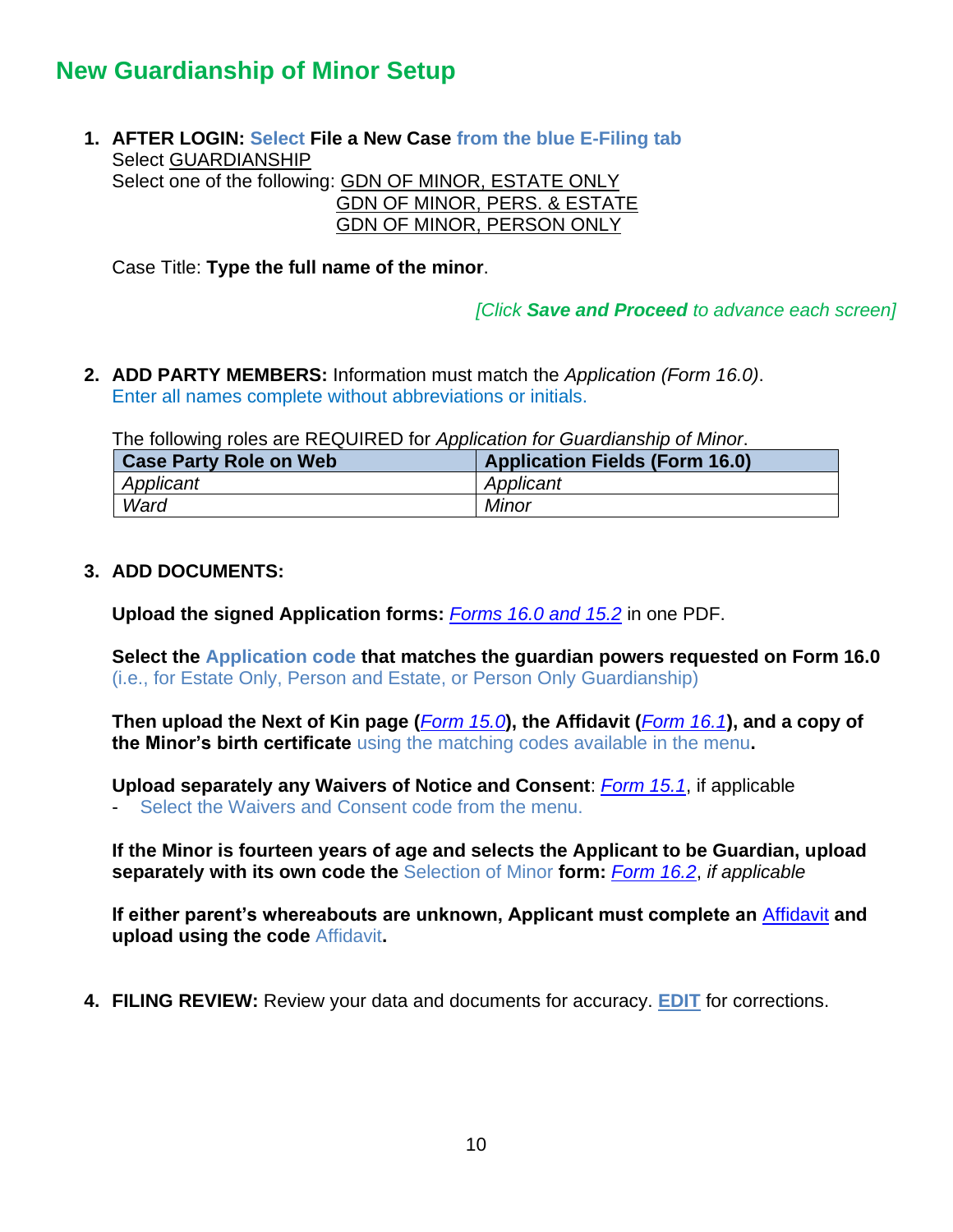# New Guardianship of Minor Setup

1. **AFTER LOGIN:** Select **File a New Case** from the blue E-Filing tab
   Select GUARDIANSHIP
   Select one of the following: GDN OF MINOR, ESTATE ONLY
   GDN OF MINOR, PERS. & ESTATE
   GDN OF MINOR, PERSON ONLY

   Case Title: **Type the full name of the minor**.

   *[Click **Save and Proceed** to advance each screen]*

2. **ADD PARTY MEMBERS:** Information must match the *Application (Form 16.0)*.
   Enter all names complete without abbreviations or initials.

   The following roles are REQUIRED for *Application for Guardianship of Minor*.

   | Case Party Role on Web | Application Fields (Form 16.0) |
   |---|---|
   | *Applicant* | *Applicant* |
   | *Ward* | *Minor* |

3. **ADD DOCUMENTS:**

   **Upload the signed Application forms:** *Forms 16.0 and 15.2* in one PDF.

   **Select the Application code that matches the guardian powers requested on Form 16.0** (i.e., for Estate Only, Person and Estate, or Person Only Guardianship)

   **Then upload the Next of Kin page (*Form 15.0*), the Affidavit (*Form 16.1*), and a copy of the Minor's birth certificate** using the matching codes available in the menu**.**

   **Upload separately any Waivers of Notice and Consent**: *Form 15.1*, if applicable
   - Select the Waivers and Consent code from the menu.

   **If the Minor is fourteen years of age and selects the Applicant to be Guardian, upload separately with its own code the** Selection of Minor **form:** *Form 16.2*, *if applicable*

   **If either parent's whereabouts are unknown, Applicant must complete an** Affidavit **and upload using the code** Affidavit**.**

4. **FILING REVIEW:** Review your data and documents for accuracy. **EDIT** for corrections.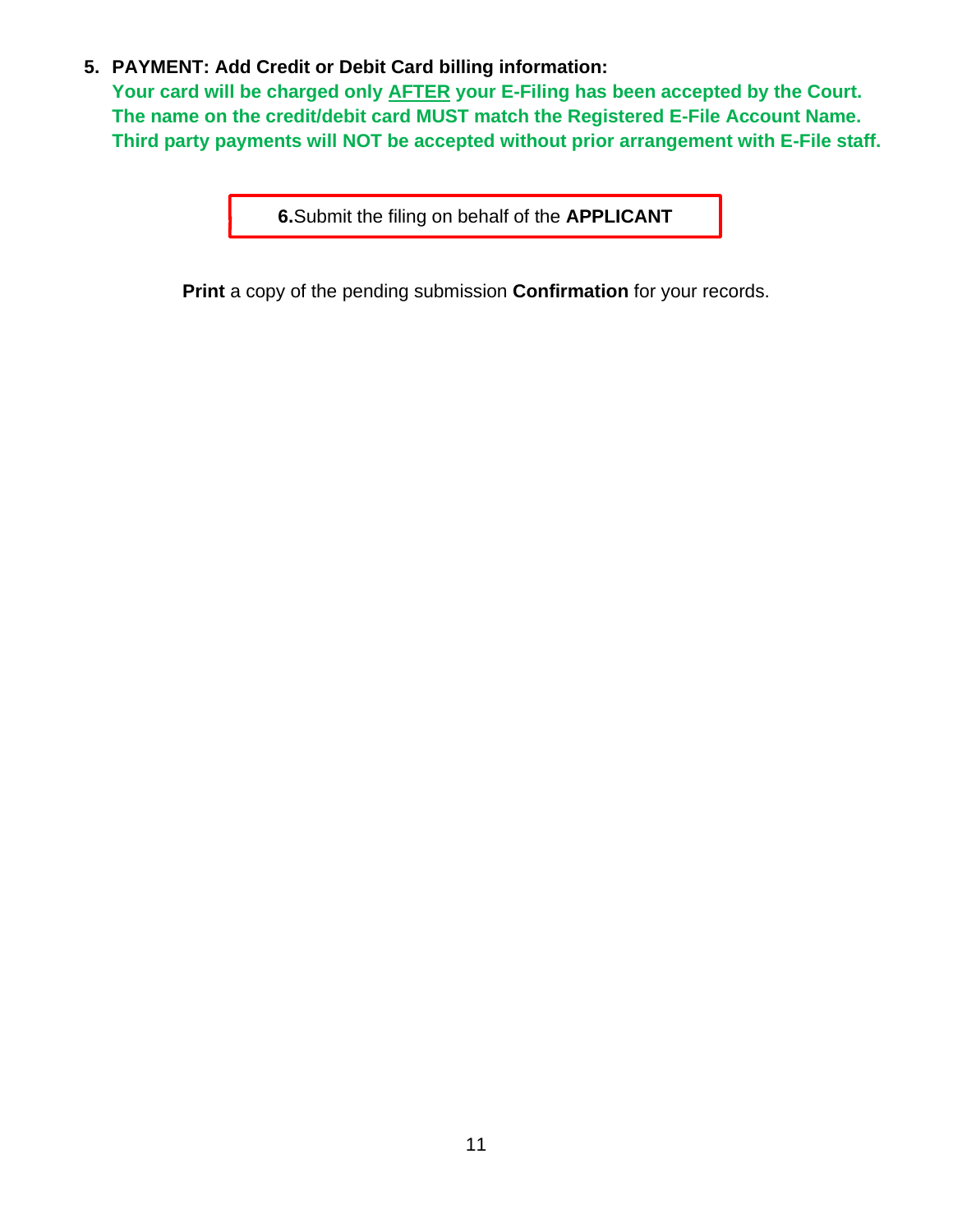5. **PAYMENT: Add Credit or Debit Card billing information:**
   **Your card will be charged only <u>AFTER</u> your E-Filing has been accepted by the Court.**
   **The name on the credit/debit card MUST match the Registered E-File Account Name.**
   **Third party payments will NOT be accepted without prior arrangement with E-File staff.**

**6.** Submit the filing on behalf of the **APPLICANT**

**Print** a copy of the pending submission **Confirmation** for your records.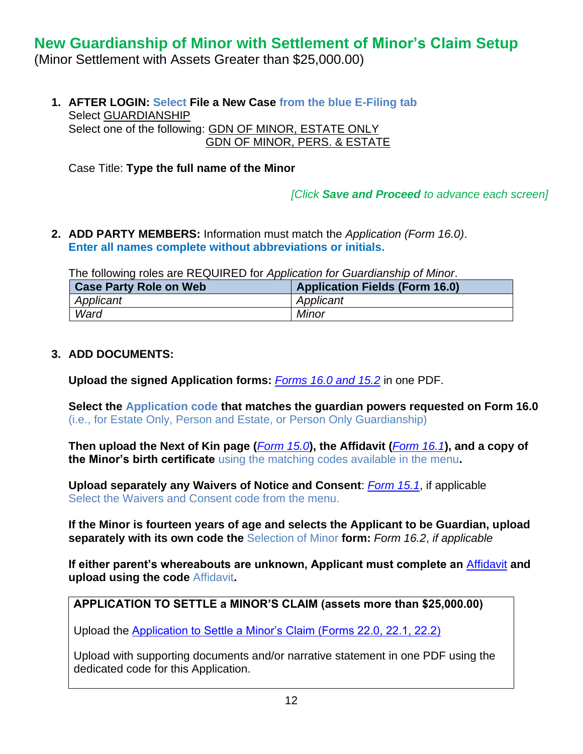# New Guardianship of Minor with Settlement of Minor's Claim Setup

(Minor Settlement with Assets Greater than $25,000.00)

1. **AFTER LOGIN: Select File a New Case from the blue E-Filing tab**
   Select GUARDIANSHIP
   Select one of the following: GDN OF MINOR, ESTATE ONLY
   GDN OF MINOR, PERS. & ESTATE

   Case Title: **Type the full name of the Minor**

   *[Click **Save and Proceed** to advance each screen]*

2. **ADD PARTY MEMBERS:** Information must match the *Application (Form 16.0)*.
   **Enter all names complete without abbreviations or initials.**

   The following roles are REQUIRED for *Application for Guardianship of Minor*.

| Case Party Role on Web | Application Fields (Form 16.0) |
| --- | --- |
| *Applicant* | *Applicant* |
| *Ward* | *Minor* |

3. **ADD DOCUMENTS:**

   **Upload the signed Application forms:** *Forms 16.0 and 15.2* in one PDF.

   **Select the Application code that matches the guardian powers requested on Form 16.0** (i.e., for Estate Only, Person and Estate, or Person Only Guardianship)

   **Then upload the Next of Kin page (*Form 15.0*), the Affidavit (*Form 16.1*), and a copy of the Minor's birth certificate** using the matching codes available in the menu**.**

   **Upload separately any Waivers of Notice and Consent**: *Form 15.1*, if applicable
   Select the Waivers and Consent code from the menu.

   **If the Minor is fourteen years of age and selects the Applicant to be Guardian, upload separately with its own code the** Selection of Minor **form:** *Form 16.2*, *if applicable*

   **If either parent's whereabouts are unknown, Applicant must complete an** Affidavit **and upload using the code** Affidavit**.**

   **APPLICATION TO SETTLE a MINOR'S CLAIM (assets more than $25,000.00)**

   Upload the Application to Settle a Minor's Claim (Forms 22.0, 22.1, 22.2)

   Upload with supporting documents and/or narrative statement in one PDF using the dedicated code for this Application.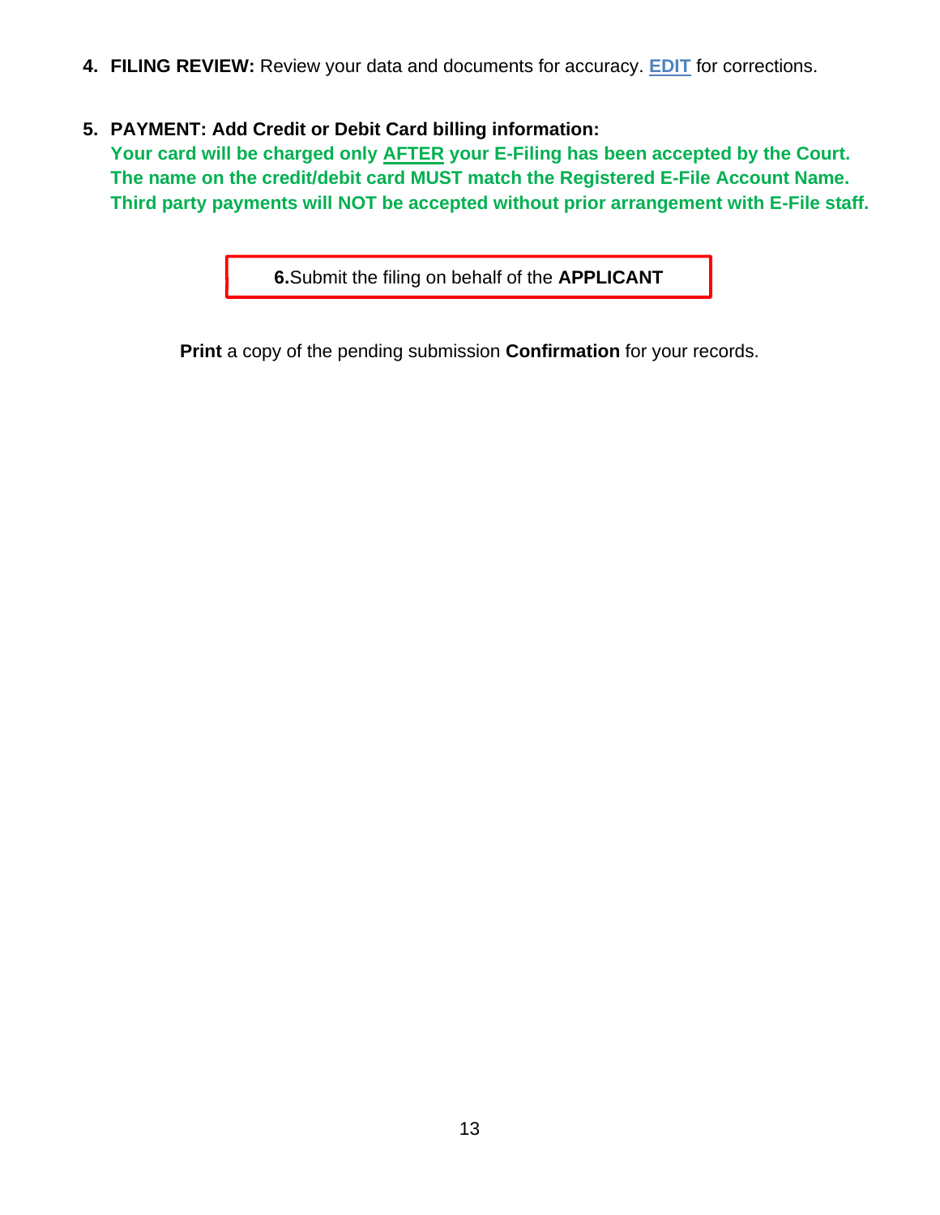4. **FILING REVIEW:** Review your data and documents for accuracy. **EDIT** for corrections.

5. **PAYMENT: Add Credit or Debit Card billing information:**
   **Your card will be charged only AFTER your E-Filing has been accepted by the Court.**
   **The name on the credit/debit card MUST match the Registered E-File Account Name.**
   **Third party payments will NOT be accepted without prior arrangement with E-File staff.**

**6.** Submit the filing on behalf of the **APPLICANT**

**Print** a copy of the pending submission **Confirmation** for your records.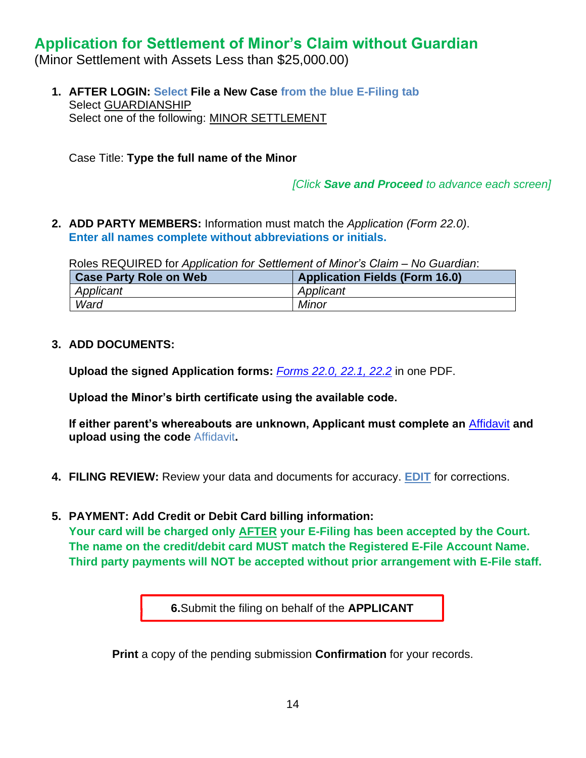## Application for Settlement of Minor's Claim without Guardian

(Minor Settlement with Assets Less than $25,000.00)

1. **AFTER LOGIN:** Select **File a New Case** from the blue E-Filing tab
   Select GUARDIANSHIP
   Select one of the following: MINOR SETTLEMENT

   Case Title: **Type the full name of the Minor**

   *[Click **Save and Proceed** to advance each screen]*

2. **ADD PARTY MEMBERS:** Information must match the *Application (Form 22.0)*.
   **Enter all names complete without abbreviations or initials.**

   Roles REQUIRED for *Application for Settlement of Minor's Claim – No Guardian*:

| Case Party Role on Web | Application Fields (Form 16.0) |
|---|---|
| *Applicant* | *Applicant* |
| *Ward* | *Minor* |

3. **ADD DOCUMENTS:**

   **Upload the signed Application forms:** *Forms 22.0, 22.1, 22.2* in one PDF.

   **Upload the Minor's birth certificate using the available code.**

   **If either parent's whereabouts are unknown, Applicant must complete an** Affidavit **and upload using the code** Affidavit**.**

4. **FILING REVIEW:** Review your data and documents for accuracy. **EDIT** for corrections.

5. **PAYMENT: Add Credit or Debit Card billing information:**
   **Your card will be charged only AFTER your E-Filing has been accepted by the Court.**
   **The name on the credit/debit card MUST match the Registered E-File Account Name.**
   **Third party payments will NOT be accepted without prior arrangement with E-File staff.**

6. Submit the filing on behalf of the **APPLICANT**

**Print** a copy of the pending submission **Confirmation** for your records.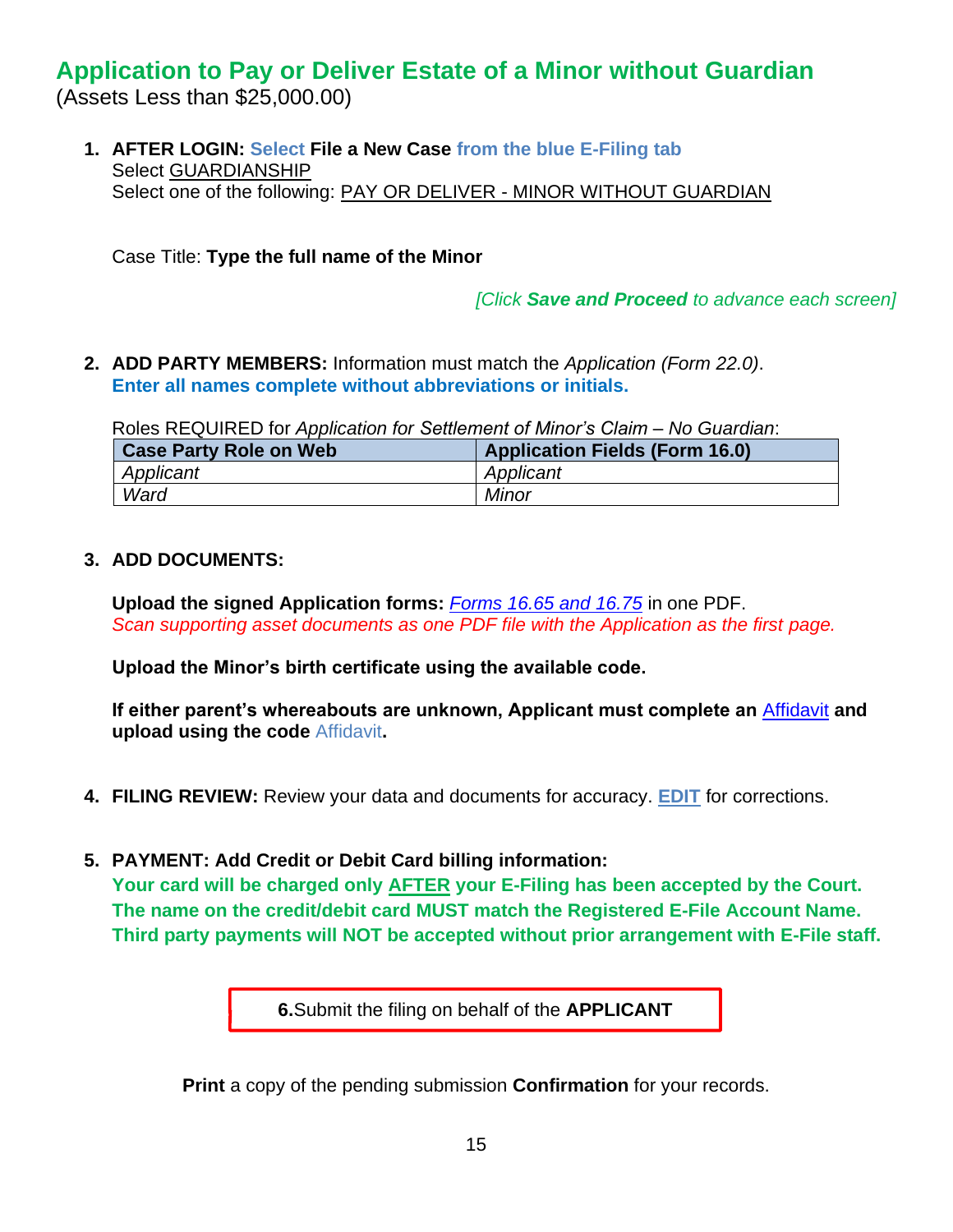# Application to Pay or Deliver Estate of a Minor without Guardian

(Assets Less than $25,000.00)

1. **AFTER LOGIN:** **Select File a New Case from the blue E-Filing tab**
   Select GUARDIANSHIP
   Select one of the following: PAY OR DELIVER - MINOR WITHOUT GUARDIAN

   Case Title: **Type the full name of the Minor**

   *[Click **Save and Proceed** to advance each screen]*

2. **ADD PARTY MEMBERS:** Information must match the *Application (Form 22.0)*.
   **Enter all names complete without abbreviations or initials.**

   Roles REQUIRED for *Application for Settlement of Minor's Claim – No Guardian*:

| Case Party Role on Web | Application Fields (Form 16.0) |
|---|---|
| *Applicant* | *Applicant* |
| *Ward* | *Minor* |

3. **ADD DOCUMENTS:**

   **Upload the signed Application forms:** *Forms 16.65 and 16.75* in one PDF.
   *Scan supporting asset documents as one PDF file with the Application as the first page.*

   **Upload the Minor's birth certificate using the available code.**

   **If either parent's whereabouts are unknown, Applicant must complete an** Affidavit **and upload using the code** Affidavit**.**

4. **FILING REVIEW:** Review your data and documents for accuracy. **EDIT** for corrections.

5. **PAYMENT: Add Credit or Debit Card billing information:**
   **Your card will be charged only AFTER your E-Filing has been accepted by the Court.**
   **The name on the credit/debit card MUST match the Registered E-File Account Name.**
   **Third party payments will NOT be accepted without prior arrangement with E-File staff.**

**6.** Submit the filing on behalf of the **APPLICANT**

**Print** a copy of the pending submission **Confirmation** for your records.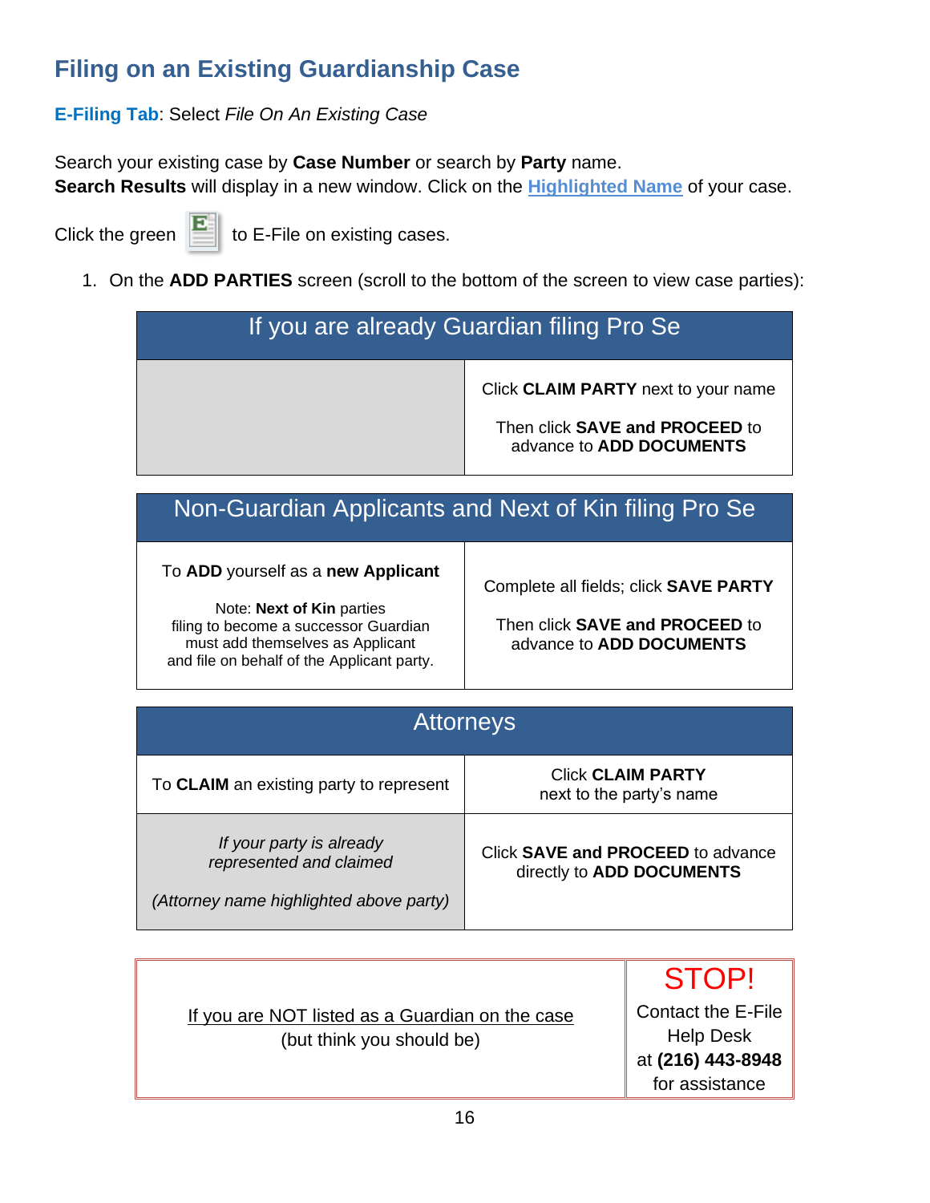# Filing on an Existing Guardianship Case

**E-Filing Tab**: Select *File On An Existing Case*

Search your existing case by **Case Number** or search by **Party** name.
**Search Results** will display in a new window. Click on the **Highlighted Name** of your case.

Click the green [E] to E-File on existing cases.

1. On the **ADD PARTIES** screen (scroll to the bottom of the screen to view case parties):

| If you are already Guardian filing Pro Se | |
|---|---|
| | Click **CLAIM PARTY** next to your name<br><br>Then click **SAVE and PROCEED** to advance to **ADD DOCUMENTS** |

| Non-Guardian Applicants and Next of Kin filing Pro Se | |
|---|---|
| To **ADD** yourself as a **new Applicant**<br><br>Note: **Next of Kin** parties filing to become a successor Guardian must add themselves as Applicant and file on behalf of the Applicant party. | Complete all fields; click **SAVE PARTY**<br><br>Then click **SAVE and PROCEED** to advance to **ADD DOCUMENTS** |

| Attorneys | |
|---|---|
| To **CLAIM** an existing party to represent | Click **CLAIM PARTY** next to the party's name |
| *If your party is already represented and claimed*<br><br>*(Attorney name highlighted above party)* | Click **SAVE and PROCEED** to advance directly to **ADD DOCUMENTS** |

| If you are NOT listed as a Guardian on the case (but think you should be) | STOP! Contact the E-File Help Desk at **(216) 443-8948** for assistance |
|---|---|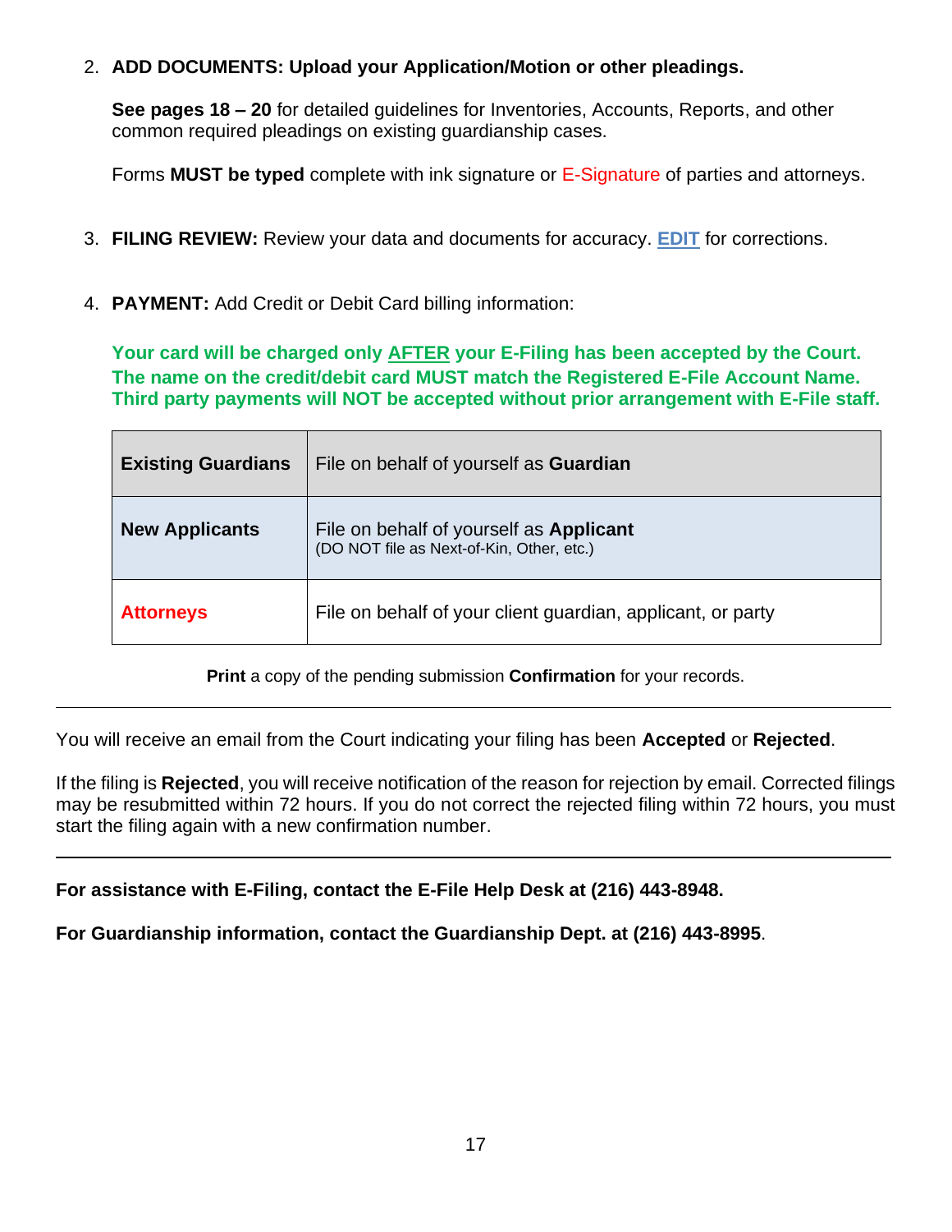2. **ADD DOCUMENTS: Upload your Application/Motion or other pleadings.**

   **See pages 18 – 20** for detailed guidelines for Inventories, Accounts, Reports, and other common required pleadings on existing guardianship cases.

   Forms **MUST be typed** complete with ink signature or E-Signature of parties and attorneys.

3. **FILING REVIEW:** Review your data and documents for accuracy. **EDIT** for corrections.

4. **PAYMENT:** Add Credit or Debit Card billing information:

   **Your card will be charged only AFTER your E-Filing has been accepted by the Court. The name on the credit/debit card MUST match the Registered E-File Account Name. Third party payments will NOT be accepted without prior arrangement with E-File staff.**

| | |
|---|---|
| **Existing Guardians** | File on behalf of yourself as **Guardian** |
| **New Applicants** | File on behalf of yourself as **Applicant** (DO NOT file as Next-of-Kin, Other, etc.) |
| **Attorneys** | File on behalf of your client guardian, applicant, or party |

**Print** a copy of the pending submission **Confirmation** for your records.

---

You will receive an email from the Court indicating your filing has been **Accepted** or **Rejected**.

If the filing is **Rejected**, you will receive notification of the reason for rejection by email. Corrected filings may be resubmitted within 72 hours. If you do not correct the rejected filing within 72 hours, you must start the filing again with a new confirmation number.

---

**For assistance with E-Filing, contact the E-File Help Desk at (216) 443-8948.**

**For Guardianship information, contact the Guardianship Dept. at (216) 443-8995**.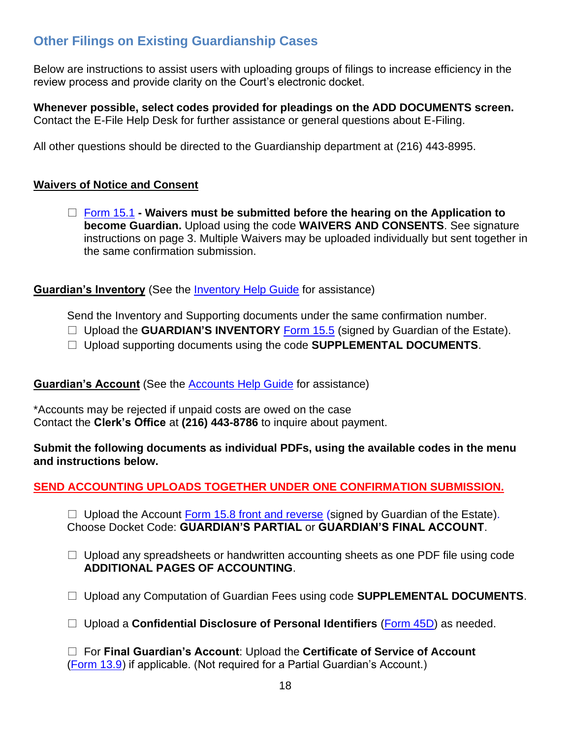## Other Filings on Existing Guardianship Cases

Below are instructions to assist users with uploading groups of filings to increase efficiency in the review process and provide clarity on the Court's electronic docket.

**Whenever possible, select codes provided for pleadings on the ADD DOCUMENTS screen.** Contact the E-File Help Desk for further assistance or general questions about E-Filing.

All other questions should be directed to the Guardianship department at (216) 443-8995.

### Waivers of Notice and Consent

- ☐ Form 15.1 **- Waivers must be submitted before the hearing on the Application to become Guardian.** Upload using the code **WAIVERS AND CONSENTS**. See signature instructions on page 3. Multiple Waivers may be uploaded individually but sent together in the same confirmation submission.

### Guardian's Inventory (See the Inventory Help Guide for assistance)

Send the Inventory and Supporting documents under the same confirmation number.

- ☐ Upload the **GUARDIAN'S INVENTORY** Form 15.5 (signed by Guardian of the Estate).
- ☐ Upload supporting documents using the code **SUPPLEMENTAL DOCUMENTS**.

### Guardian's Account (See the Accounts Help Guide for assistance)

*Accounts may be rejected if unpaid costs are owed on the case
Contact the **Clerk's Office** at **(216) 443-8786** to inquire about payment.

**Submit the following documents as individual PDFs, using the available codes in the menu and instructions below.**

**SEND ACCOUNTING UPLOADS TOGETHER UNDER ONE CONFIRMATION SUBMISSION.**

- ☐ Upload the Account Form 15.8 front and reverse (signed by Guardian of the Estate). Choose Docket Code: **GUARDIAN'S PARTIAL** or **GUARDIAN'S FINAL ACCOUNT**.

- ☐ Upload any spreadsheets or handwritten accounting sheets as one PDF file using code **ADDITIONAL PAGES OF ACCOUNTING**.

- ☐ Upload any Computation of Guardian Fees using code **SUPPLEMENTAL DOCUMENTS**.

- ☐ Upload a **Confidential Disclosure of Personal Identifiers** (Form 45D) as needed.

- ☐ For **Final Guardian's Account**: Upload the **Certificate of Service of Account** (Form 13.9) if applicable. (Not required for a Partial Guardian's Account.)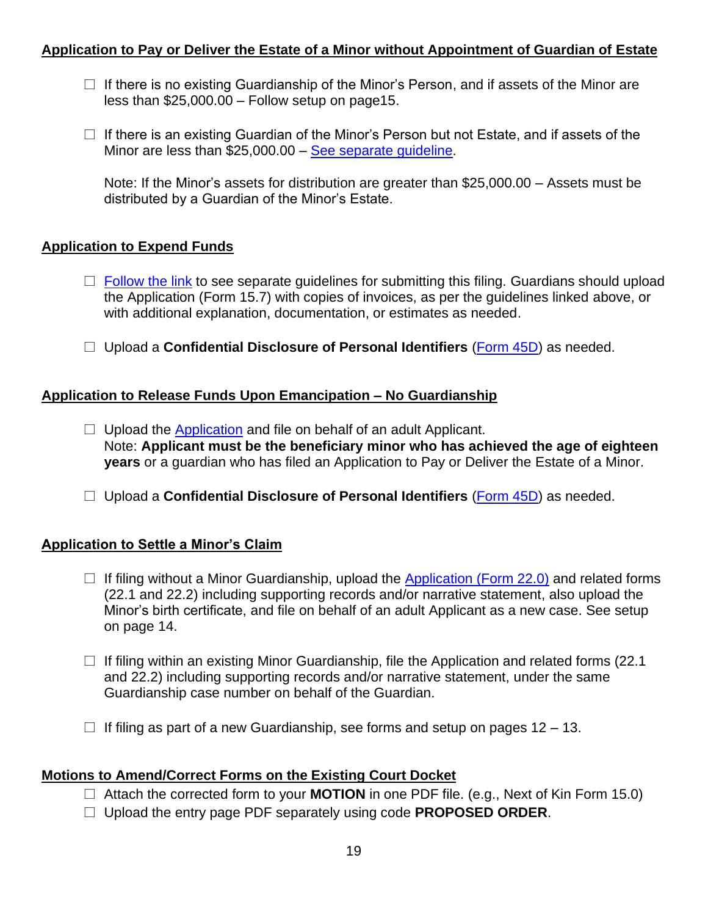**Application to Pay or Deliver the Estate of a Minor without Appointment of Guardian of Estate**

- ☐ If there is no existing Guardianship of the Minor's Person, and if assets of the Minor are less than $25,000.00 – Follow setup on page15.
- ☐ If there is an existing Guardian of the Minor's Person but not Estate, and if assets of the Minor are less than $25,000.00 – See separate guideline.

  Note: If the Minor's assets for distribution are greater than $25,000.00 – Assets must be distributed by a Guardian of the Minor's Estate.

**Application to Expend Funds**

- ☐ Follow the link to see separate guidelines for submitting this filing. Guardians should upload the Application (Form 15.7) with copies of invoices, as per the guidelines linked above, or with additional explanation, documentation, or estimates as needed.
- ☐ Upload a **Confidential Disclosure of Personal Identifiers** (Form 45D) as needed.

**Application to Release Funds Upon Emancipation – No Guardianship**

- ☐ Upload the Application and file on behalf of an adult Applicant.
  Note: **Applicant must be the beneficiary minor who has achieved the age of eighteen years** or a guardian who has filed an Application to Pay or Deliver the Estate of a Minor.
- ☐ Upload a **Confidential Disclosure of Personal Identifiers** (Form 45D) as needed.

**Application to Settle a Minor's Claim**

- ☐ If filing without a Minor Guardianship, upload the Application (Form 22.0) and related forms (22.1 and 22.2) including supporting records and/or narrative statement, also upload the Minor's birth certificate, and file on behalf of an adult Applicant as a new case. See setup on page 14.
- ☐ If filing within an existing Minor Guardianship, file the Application and related forms (22.1 and 22.2) including supporting records and/or narrative statement, under the same Guardianship case number on behalf of the Guardian.
- ☐ If filing as part of a new Guardianship, see forms and setup on pages 12 – 13.

**Motions to Amend/Correct Forms on the Existing Court Docket**

- ☐ Attach the corrected form to your **MOTION** in one PDF file. (e.g., Next of Kin Form 15.0)
- ☐ Upload the entry page PDF separately using code **PROPOSED ORDER**.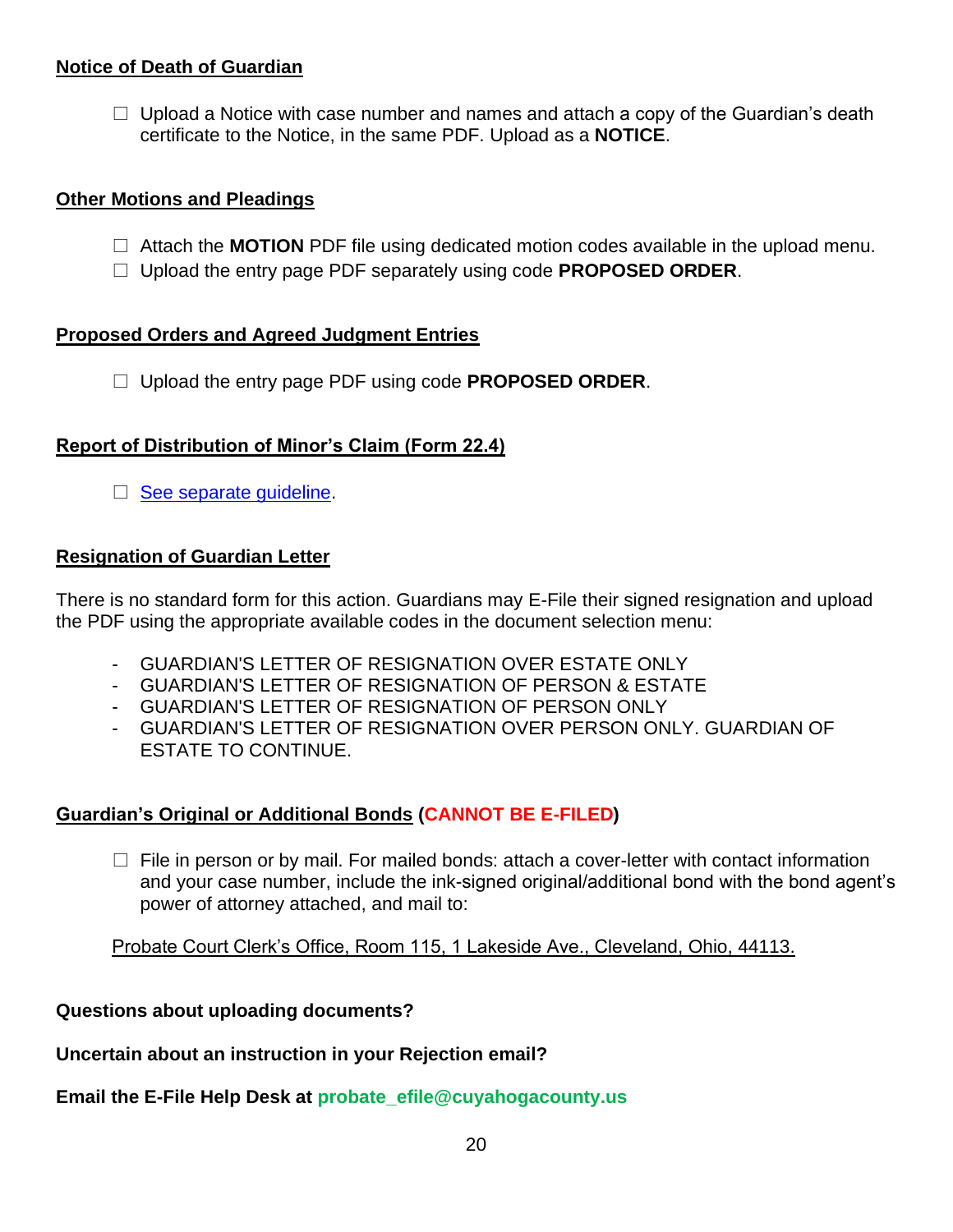**Notice of Death of Guardian**

- ☐ Upload a Notice with case number and names and attach a copy of the Guardian's death certificate to the Notice, in the same PDF. Upload as a **NOTICE**.

**Other Motions and Pleadings**

- ☐ Attach the **MOTION** PDF file using dedicated motion codes available in the upload menu.
- ☐ Upload the entry page PDF separately using code **PROPOSED ORDER**.

**Proposed Orders and Agreed Judgment Entries**

- ☐ Upload the entry page PDF using code **PROPOSED ORDER**.

**Report of Distribution of Minor's Claim (Form 22.4)**

- ☐ See separate guideline.

**Resignation of Guardian Letter**

There is no standard form for this action. Guardians may E-File their signed resignation and upload the PDF using the appropriate available codes in the document selection menu:

- GUARDIAN'S LETTER OF RESIGNATION OVER ESTATE ONLY
- GUARDIAN'S LETTER OF RESIGNATION OF PERSON & ESTATE
- GUARDIAN'S LETTER OF RESIGNATION OF PERSON ONLY
- GUARDIAN'S LETTER OF RESIGNATION OVER PERSON ONLY. GUARDIAN OF ESTATE TO CONTINUE.

**Guardian's Original or Additional Bonds (CANNOT BE E-FILED)**

- ☐ File in person or by mail. For mailed bonds: attach a cover-letter with contact information and your case number, include the ink-signed original/additional bond with the bond agent's power of attorney attached, and mail to:

Probate Court Clerk's Office, Room 115, 1 Lakeside Ave., Cleveland, Ohio, 44113.

**Questions about uploading documents?**

**Uncertain about an instruction in your Rejection email?**

**Email the E-File Help Desk at probate_efile@cuyahogacounty.us**